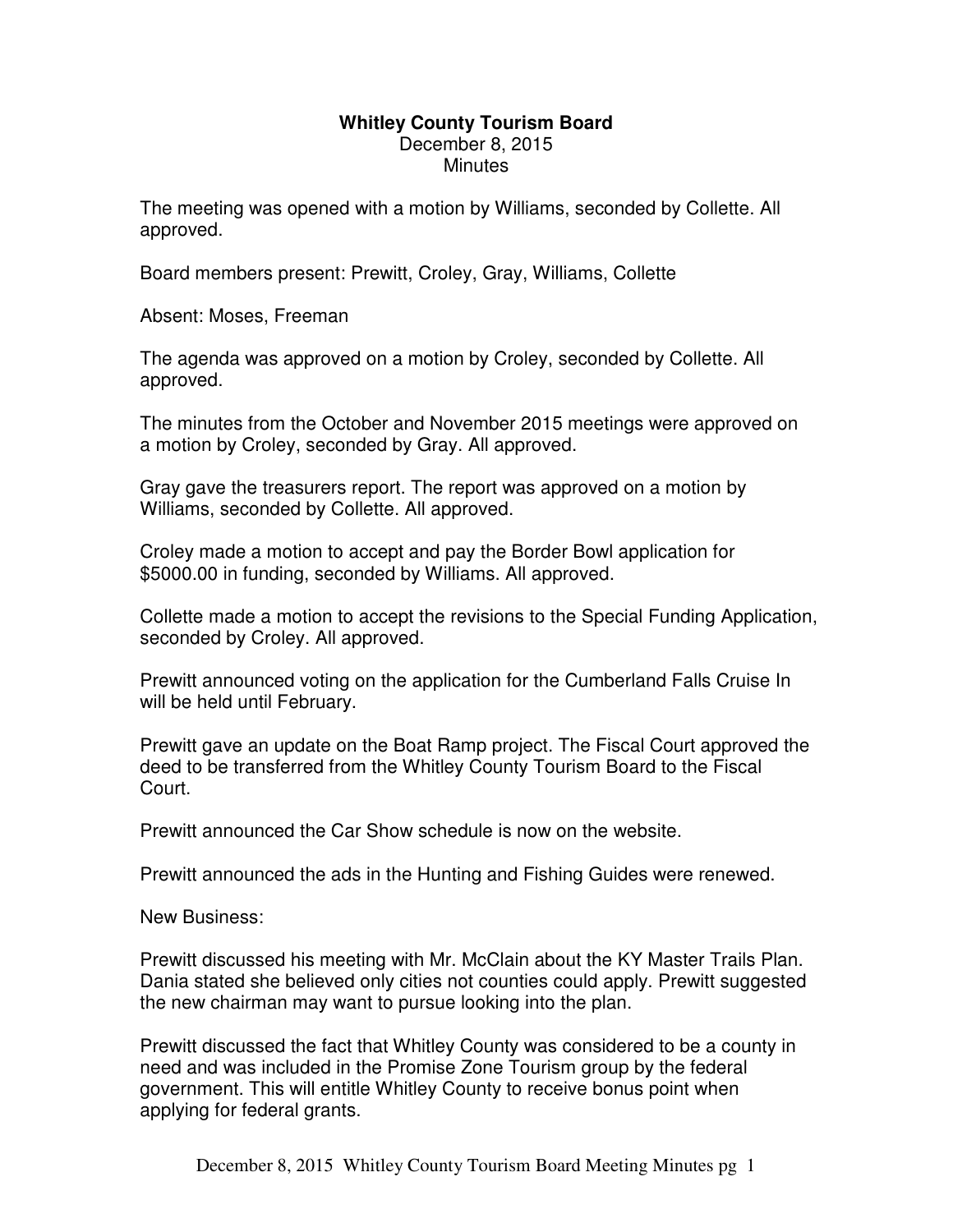# Whitley County Tourism Board

December 8, 2015

Minutes

The meeting was opened with a motion by Williams, seconded by Collette. All approved.

Board members present: Prewitt, Croley, Gray, Williams, Collette

Absent: Moses, Freeman

The agenda was approved on a motion by Croley, seconded by Collette. All approved.

The minutes from the October and November 2015 meetings were approved on a motion by Croley, seconded by Gray. All approved.

Gray gave the treasurers report. The report was approved on a motion by Williams, seconded by Collette. All approved.

Croley made a motion to accept and pay the Border Bowl application for $5000.00 in funding, seconded by Williams. All approved.

Collette made a motion to accept the revisions to the Special Funding Application, seconded by Croley. All approved.

Prewitt announced voting on the application for the Cumberland Falls Cruise In will be held until February.

Prewitt gave an update on the Boat Ramp project. The Fiscal Court approved the deed to be transferred from the Whitley County Tourism Board to the Fiscal Court.

Prewitt announced the Car Show schedule is now on the website.

Prewitt announced the ads in the Hunting and Fishing Guides were renewed.

New Business:

Prewitt discussed his meeting with Mr. McClain about the KY Master Trails Plan. Dania stated she believed only cities not counties could apply. Prewitt suggested the new chairman may want to pursue looking into the plan.

Prewitt discussed the fact that Whitley County was considered to be a county in need and was included in the Promise Zone Tourism group by the federal government. This will entitle Whitley County to receive bonus point when applying for federal grants.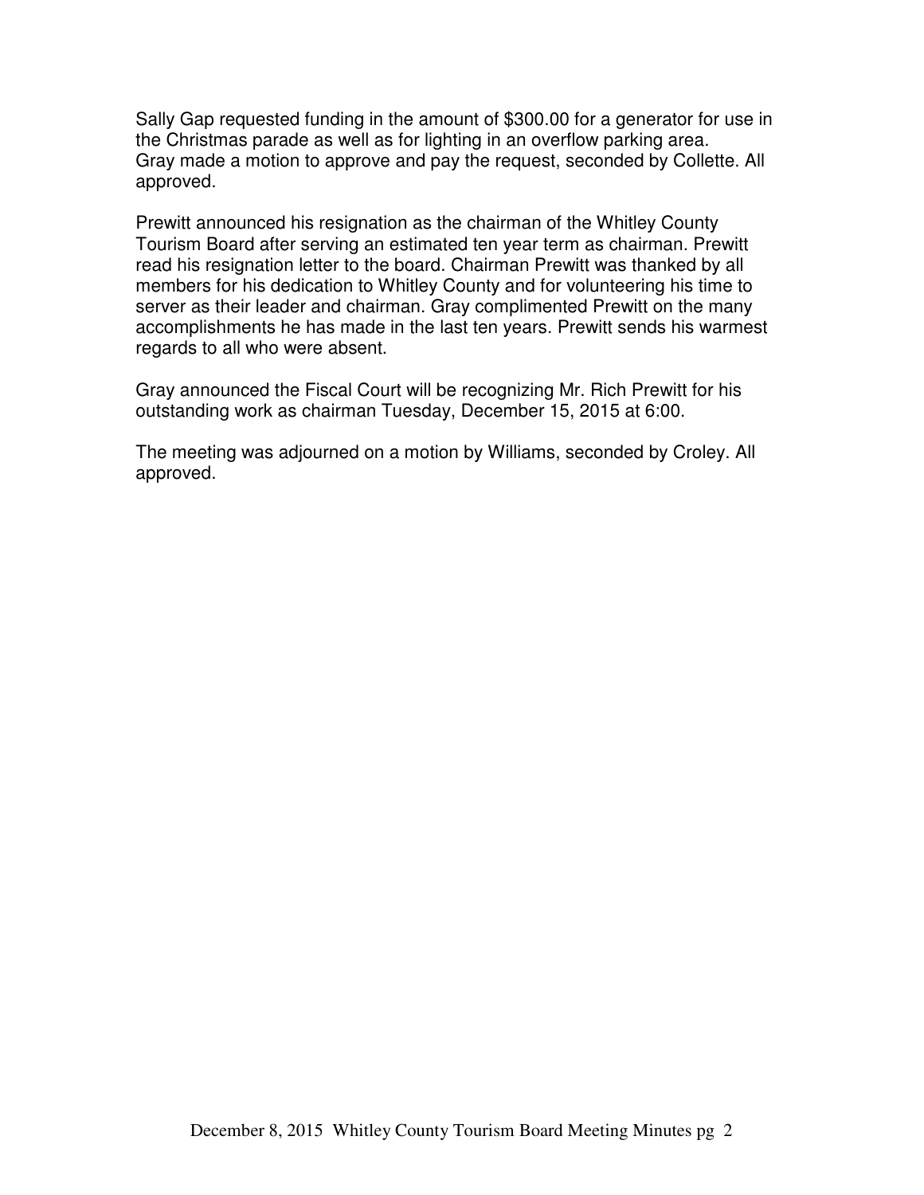Sally Gap requested funding in the amount of $300.00 for a generator for use in the Christmas parade as well as for lighting in an overflow parking area. Gray made a motion to approve and pay the request, seconded by Collette. All approved.

Prewitt announced his resignation as the chairman of the Whitley County Tourism Board after serving an estimated ten year term as chairman. Prewitt read his resignation letter to the board. Chairman Prewitt was thanked by all members for his dedication to Whitley County and for volunteering his time to server as their leader and chairman. Gray complimented Prewitt on the many accomplishments he has made in the last ten years. Prewitt sends his warmest regards to all who were absent.

Gray announced the Fiscal Court will be recognizing Mr. Rich Prewitt for his outstanding work as chairman Tuesday, December 15, 2015 at 6:00.

The meeting was adjourned on a motion by Williams, seconded by Croley. All approved.